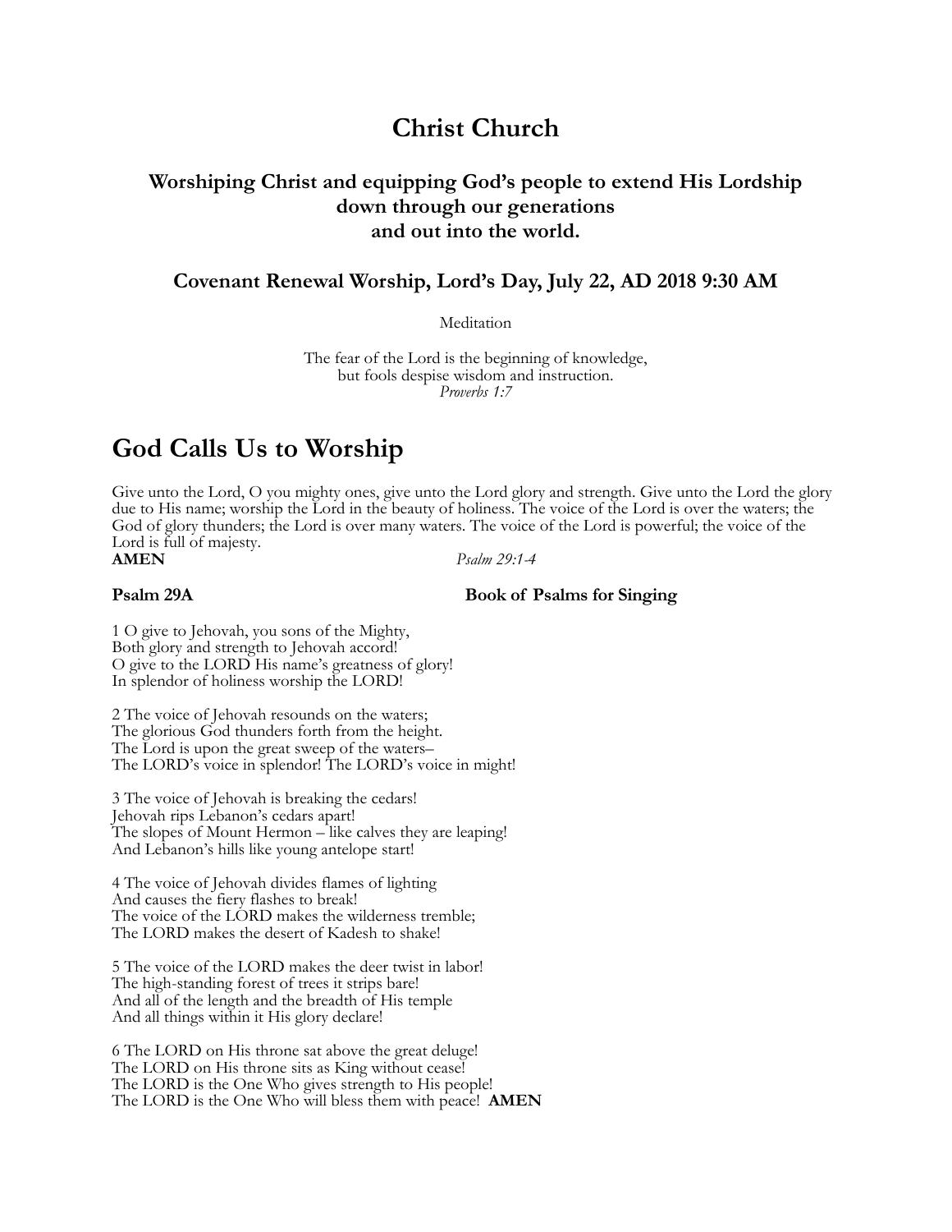# Christ Church

### Worshiping Christ and equipping God's people to extend His Lordship down through our generations and out into the world.

### Covenant Renewal Worship, Lord's Day, July 22, AD 2018 9:30 AM

Meditation

The fear of the Lord is the beginning of knowledge,  
but fools despise wisdom and instruction.  
*Proverbs 1:7*

## God Calls Us to Worship

Give unto the Lord, O you mighty ones, give unto the Lord glory and strength. Give unto the Lord the glory due to His name; worship the Lord in the beauty of holiness. The voice of the Lord is over the waters; the God of glory thunders; the Lord is over many waters. The voice of the Lord is powerful; the voice of the Lord is full of majesty.  
**AMEN** *Psalm 29:1-4*

**Psalm 29A** **Book of Psalms for Singing**

1 O give to Jehovah, you sons of the Mighty,  
Both glory and strength to Jehovah accord!  
O give to the LORD His name's greatness of glory!  
In splendor of holiness worship the LORD!

2 The voice of Jehovah resounds on the waters;  
The glorious God thunders forth from the height.  
The Lord is upon the great sweep of the waters–  
The LORD's voice in splendor! The LORD's voice in might!

3 The voice of Jehovah is breaking the cedars!  
Jehovah rips Lebanon's cedars apart!  
The slopes of Mount Hermon – like calves they are leaping!  
And Lebanon's hills like young antelope start!

4 The voice of Jehovah divides flames of lighting  
And causes the fiery flashes to break!  
The voice of the LORD makes the wilderness tremble;  
The LORD makes the desert of Kadesh to shake!

5 The voice of the LORD makes the deer twist in labor!  
The high-standing forest of trees it strips bare!  
And all of the length and the breadth of His temple  
And all things within it His glory declare!

6 The LORD on His throne sat above the great deluge!  
The LORD on His throne sits as King without cease!  
The LORD is the One Who gives strength to His people!  
The LORD is the One Who will bless them with peace! **AMEN**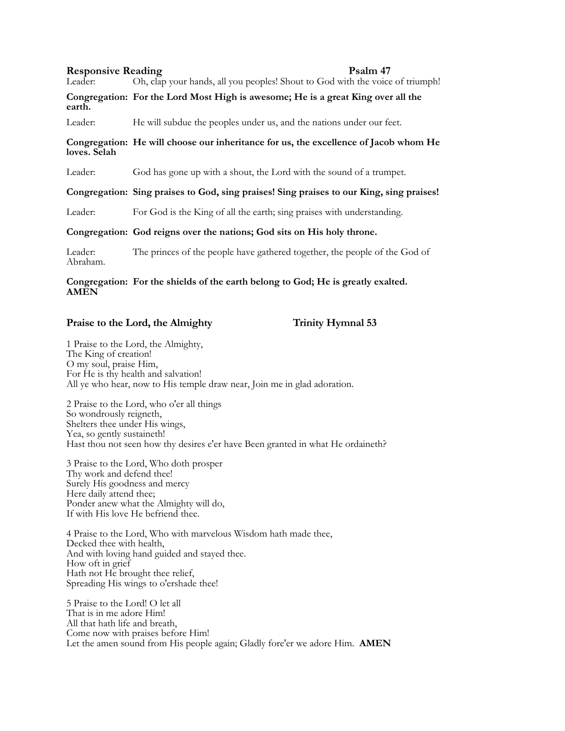## Responsive Reading Psalm 47

Leader: Oh, clap your hands, all you peoples! Shout to God with the voice of triumph!

**Congregation: For the Lord Most High is awesome; He is a great King over all the earth.**

Leader: He will subdue the peoples under us, and the nations under our feet.

**Congregation: He will choose our inheritance for us, the excellence of Jacob whom He loves. Selah**

Leader: God has gone up with a shout, the Lord with the sound of a trumpet.

**Congregation: Sing praises to God, sing praises! Sing praises to our King, sing praises!**

Leader: For God is the King of all the earth; sing praises with understanding.

**Congregation: God reigns over the nations; God sits on His holy throne.**

Leader: The princes of the people have gathered together, the people of the God of Abraham.

**Congregation: For the shields of the earth belong to God; He is greatly exalted. AMEN**

## Praise to the Lord, the Almighty Trinity Hymnal 53

1 Praise to the Lord, the Almighty,  
The King of creation!  
O my soul, praise Him,  
For He is thy health and salvation!  
All ye who hear, now to His temple draw near, Join me in glad adoration.

2 Praise to the Lord, who o'er all things  
So wondrously reigneth,  
Shelters thee under His wings,  
Yea, so gently sustaineth!  
Hast thou not seen how thy desires e'er have Been granted in what He ordaineth?

3 Praise to the Lord, Who doth prosper  
Thy work and defend thee!  
Surely His goodness and mercy  
Here daily attend thee;  
Ponder anew what the Almighty will do,  
If with His love He befriend thee.

4 Praise to the Lord, Who with marvelous Wisdom hath made thee,  
Decked thee with health,  
And with loving hand guided and stayed thee.  
How oft in grief  
Hath not He brought thee relief,  
Spreading His wings to o'ershade thee!

5 Praise to the Lord! O let all  
That is in me adore Him!  
All that hath life and breath,  
Come now with praises before Him!  
Let the amen sound from His people again; Gladly fore'er we adore Him. **AMEN**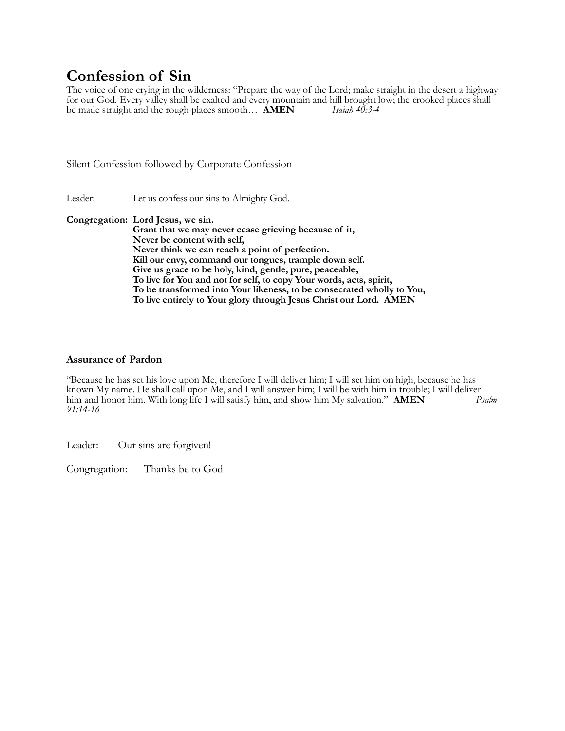# Confession of Sin

The voice of one crying in the wilderness: "Prepare the way of the Lord; make straight in the desert a highway for our God. Every valley shall be exalted and every mountain and hill brought low; the crooked places shall be made straight and the rough places smooth… **AMEN** *Isaiah 40:3-4*

Silent Confession followed by Corporate Confession

Leader: Let us confess our sins to Almighty God.

**Congregation: Lord Jesus, we sin.**
**Grant that we may never cease grieving because of it,**
**Never be content with self,**
**Never think we can reach a point of perfection.**
**Kill our envy, command our tongues, trample down self.**
**Give us grace to be holy, kind, gentle, pure, peaceable,**
**To live for You and not for self, to copy Your words, acts, spirit,**
**To be transformed into Your likeness, to be consecrated wholly to You,**
**To live entirely to Your glory through Jesus Christ our Lord. AMEN**

### Assurance of Pardon

"Because he has set his love upon Me, therefore I will deliver him; I will set him on high, because he has known My name. He shall call upon Me, and I will answer him; I will be with him in trouble; I will deliver him and honor him. With long life I will satisfy him, and show him My salvation." **AMEN** *Psalm 91:14-16*

Leader: Our sins are forgiven!

Congregation: Thanks be to God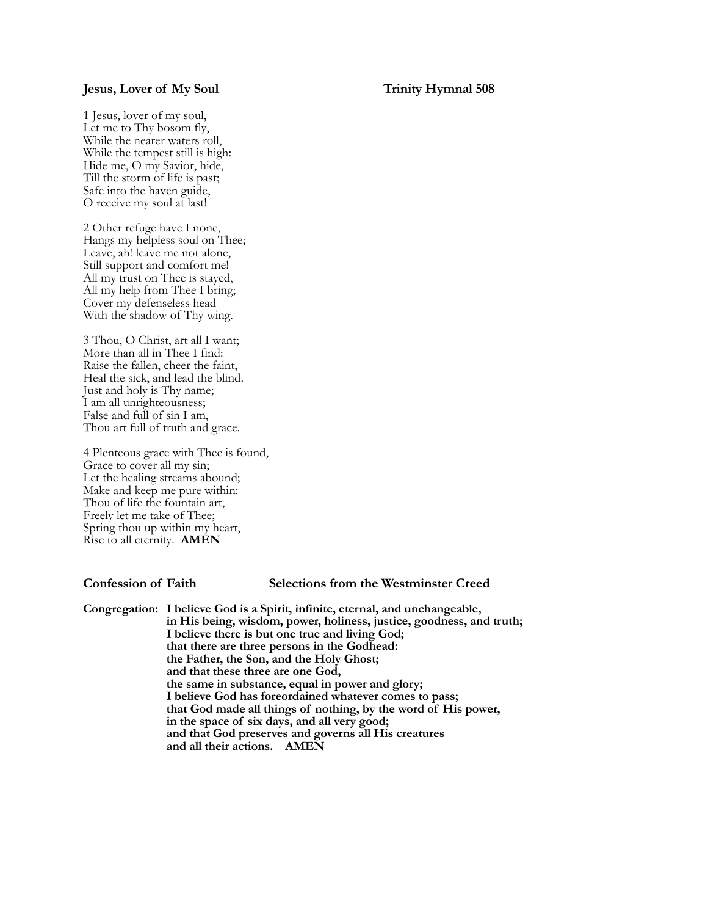**Jesus, Lover of My Soul** **Trinity Hymnal 508**

1 Jesus, lover of my soul,
Let me to Thy bosom fly,
While the nearer waters roll,
While the tempest still is high:
Hide me, O my Savior, hide,
Till the storm of life is past;
Safe into the haven guide,
O receive my soul at last!

2 Other refuge have I none,
Hangs my helpless soul on Thee;
Leave, ah! leave me not alone,
Still support and comfort me!
All my trust on Thee is stayed,
All my help from Thee I bring;
Cover my defenseless head
With the shadow of Thy wing.

3 Thou, O Christ, art all I want;
More than all in Thee I find:
Raise the fallen, cheer the faint,
Heal the sick, and lead the blind.
Just and holy is Thy name;
I am all unrighteousness;
False and full of sin I am,
Thou art full of truth and grace.

4 Plenteous grace with Thee is found,
Grace to cover all my sin;
Let the healing streams abound;
Make and keep me pure within:
Thou of life the fountain art,
Freely let me take of Thee;
Spring thou up within my heart,
Rise to all eternity. **AMEN**

**Confession of Faith** **Selections from the Westminster Creed**

**Congregation: I believe God is a Spirit, infinite, eternal, and unchangeable,
in His being, wisdom, power, holiness, justice, goodness, and truth;
I believe there is but one true and living God;
that there are three persons in the Godhead:
the Father, the Son, and the Holy Ghost;
and that these three are one God,
the same in substance, equal in power and glory;
I believe God has foreordained whatever comes to pass;
that God made all things of nothing, by the word of His power,
in the space of six days, and all very good;
and that God preserves and governs all His creatures
and all their actions. AMEN**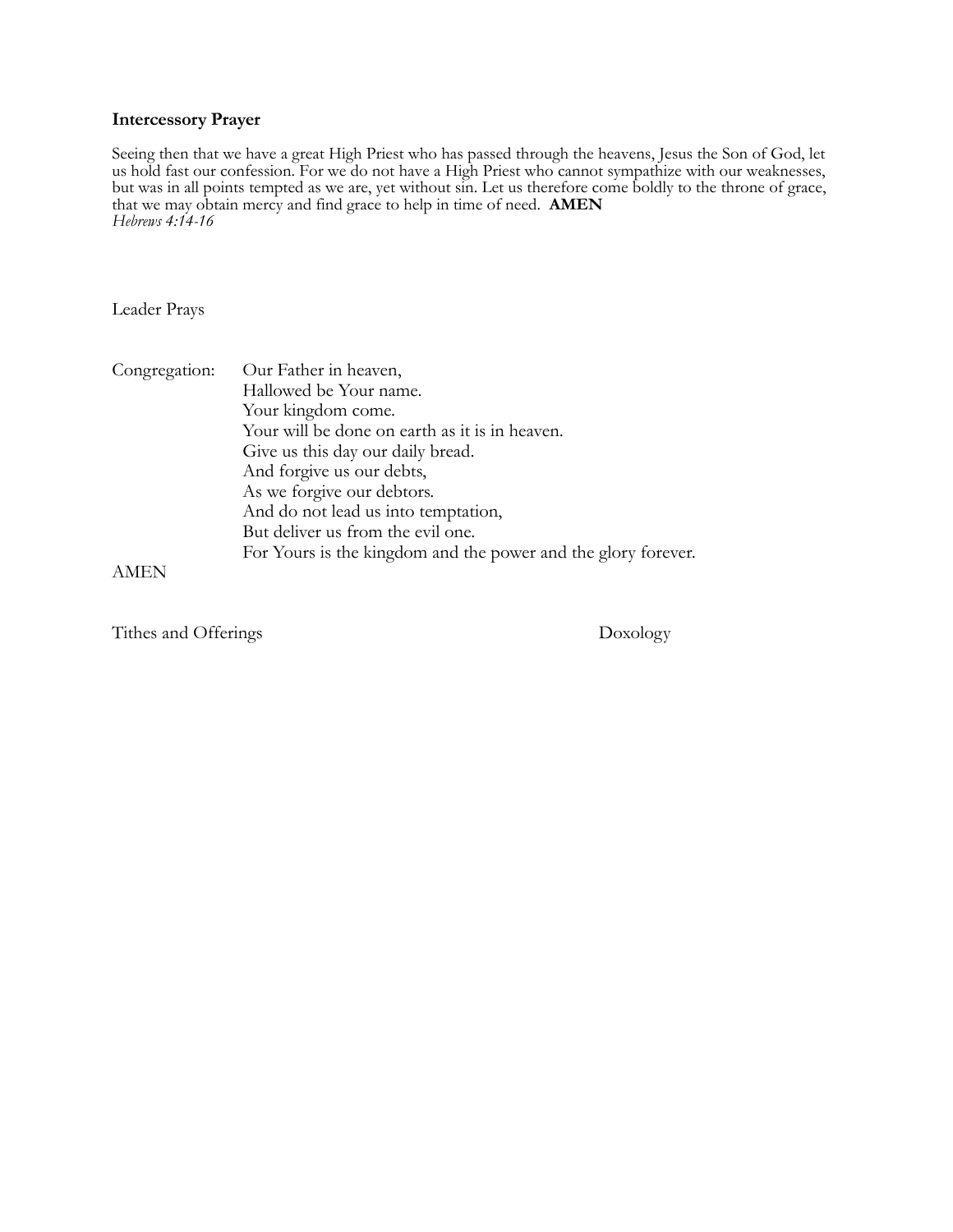**Intercessory Prayer**

Seeing then that we have a great High Priest who has passed through the heavens, Jesus the Son of God, let us hold fast our confession. For we do not have a High Priest who cannot sympathize with our weaknesses, but was in all points tempted as we are, yet without sin. Let us therefore come boldly to the throne of grace, that we may obtain mercy and find grace to help in time of need. **AMEN**
*Hebrews 4:14-16*

Leader Prays

Congregation: Our Father in heaven,
Hallowed be Your name.
Your kingdom come.
Your will be done on earth as it is in heaven.
Give us this day our daily bread.
And forgive us our debts,
As we forgive our debtors.
And do not lead us into temptation,
But deliver us from the evil one.
For Yours is the kingdom and the power and the glory forever.
AMEN

Tithes and Offerings Doxology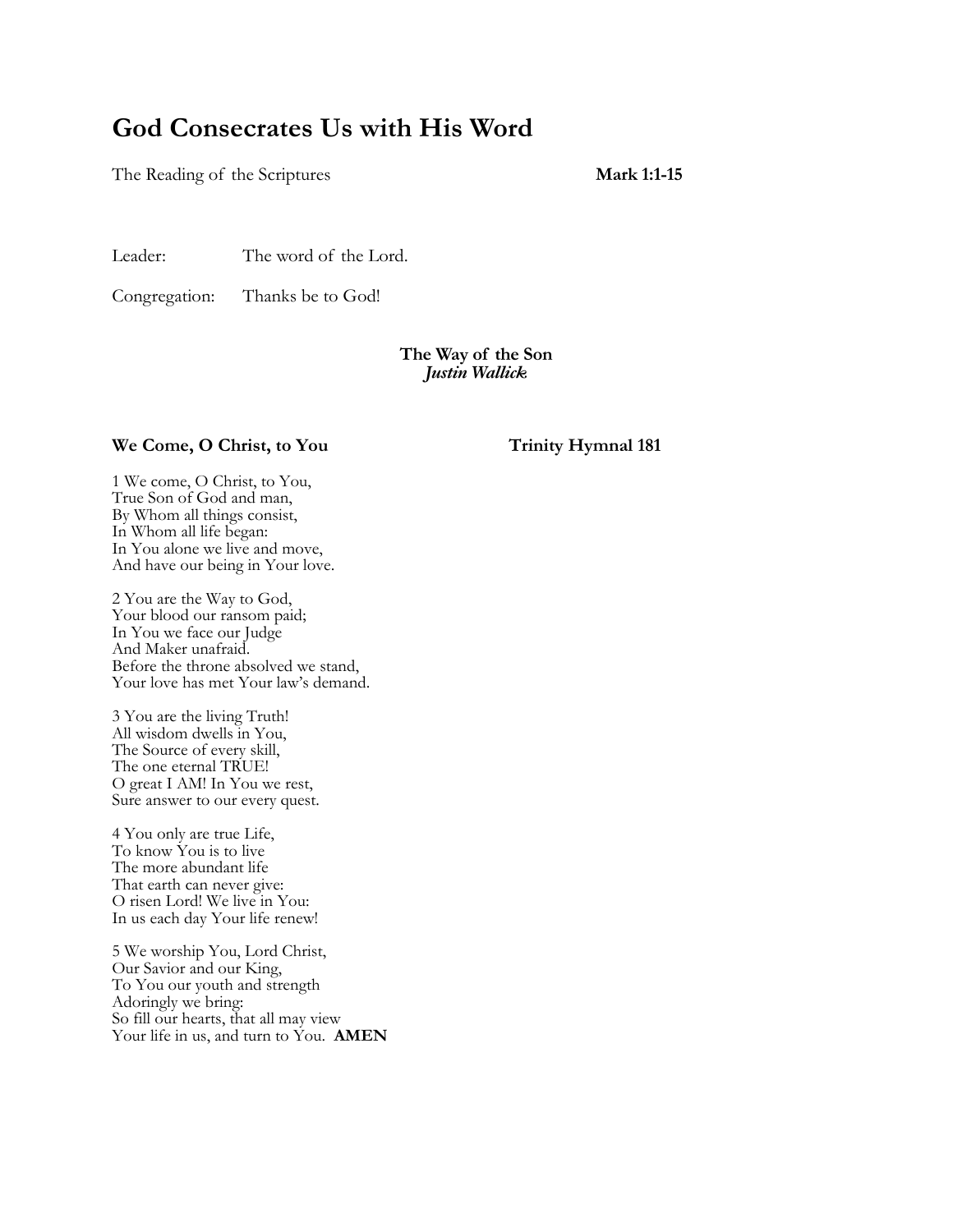# God Consecrates Us with His Word

The Reading of the Scriptures **Mark 1:1-15**

Leader: The word of the Lord.

Congregation: Thanks be to God!

**The Way of the Son**
***Justin Wallick***

**We Come, O Christ, to You** **Trinity Hymnal 181**

1 We come, O Christ, to You,
True Son of God and man,
By Whom all things consist,
In Whom all life began:
In You alone we live and move,
And have our being in Your love.

2 You are the Way to God,
Your blood our ransom paid;
In You we face our Judge
And Maker unafraid.
Before the throne absolved we stand,
Your love has met Your law's demand.

3 You are the living Truth!
All wisdom dwells in You,
The Source of every skill,
The one eternal TRUE!
O great I AM! In You we rest,
Sure answer to our every quest.

4 You only are true Life,
To know You is to live
The more abundant life
That earth can never give:
O risen Lord! We live in You:
In us each day Your life renew!

5 We worship You, Lord Christ,
Our Savior and our King,
To You our youth and strength
Adoringly we bring:
So fill our hearts, that all may view
Your life in us, and turn to You. **AMEN**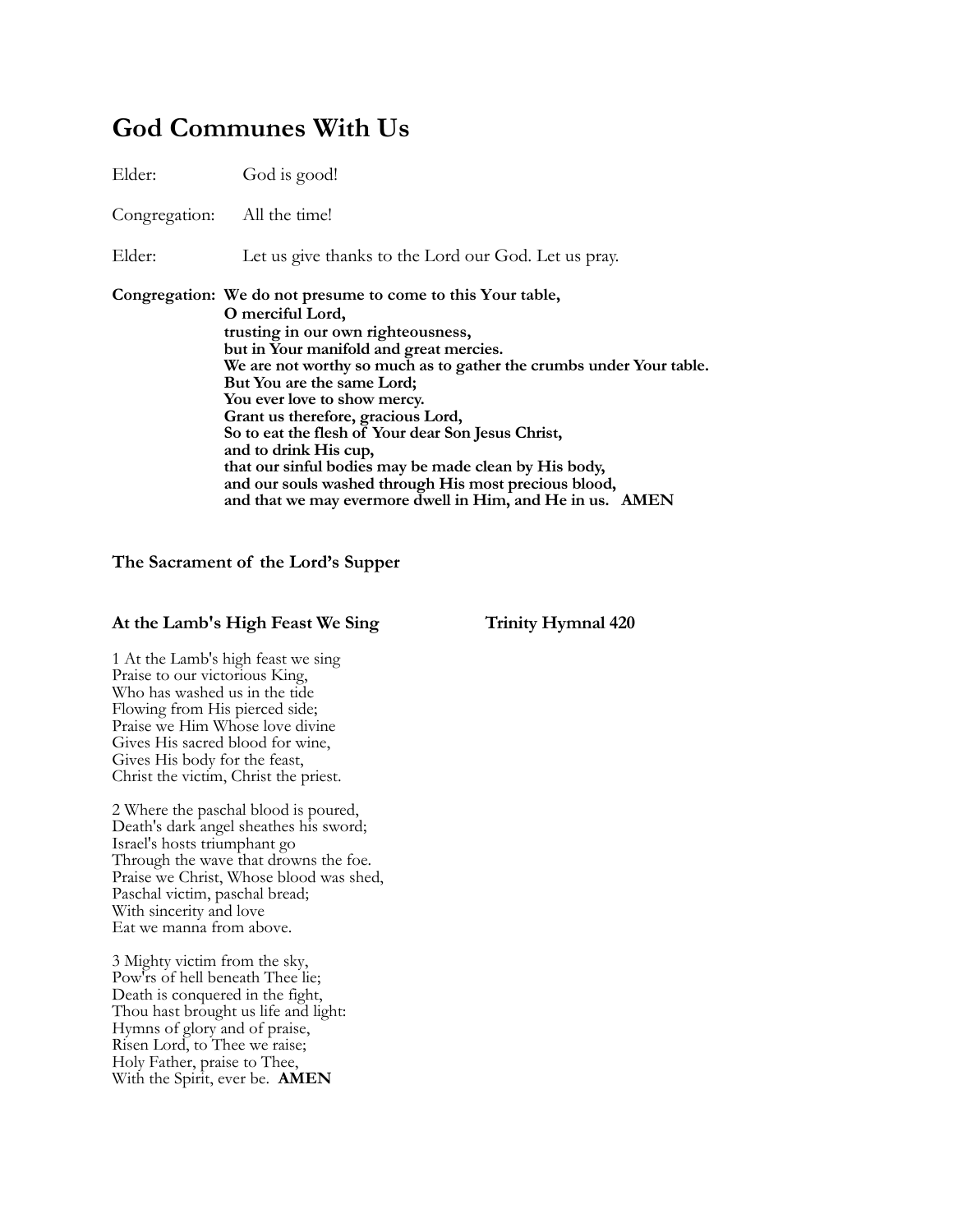# God Communes With Us

Elder: God is good!

Congregation: All the time!

Elder: Let us give thanks to the Lord our God. Let us pray.

**Congregation: We do not presume to come to this Your table,**
**O merciful Lord,**
**trusting in our own righteousness,**
**but in Your manifold and great mercies.**
**We are not worthy so much as to gather the crumbs under Your table.**
**But You are the same Lord;**
**You ever love to show mercy.**
**Grant us therefore, gracious Lord,**
**So to eat the flesh of Your dear Son Jesus Christ,**
**and to drink His cup,**
**that our sinful bodies may be made clean by His body,**
**and our souls washed through His most precious blood,**
**and that we may evermore dwell in Him, and He in us. AMEN**

### The Sacrament of the Lord's Supper

### At the Lamb's High Feast We Sing — Trinity Hymnal 420

1 At the Lamb's high feast we sing
Praise to our victorious King,
Who has washed us in the tide
Flowing from His pierced side;
Praise we Him Whose love divine
Gives His sacred blood for wine,
Gives His body for the feast,
Christ the victim, Christ the priest.

2 Where the paschal blood is poured,
Death's dark angel sheathes his sword;
Israel's hosts triumphant go
Through the wave that drowns the foe.
Praise we Christ, Whose blood was shed,
Paschal victim, paschal bread;
With sincerity and love
Eat we manna from above.

3 Mighty victim from the sky,
Pow'rs of hell beneath Thee lie;
Death is conquered in the fight,
Thou hast brought us life and light:
Hymns of glory and of praise,
Risen Lord, to Thee we raise;
Holy Father, praise to Thee,
With the Spirit, ever be. **AMEN**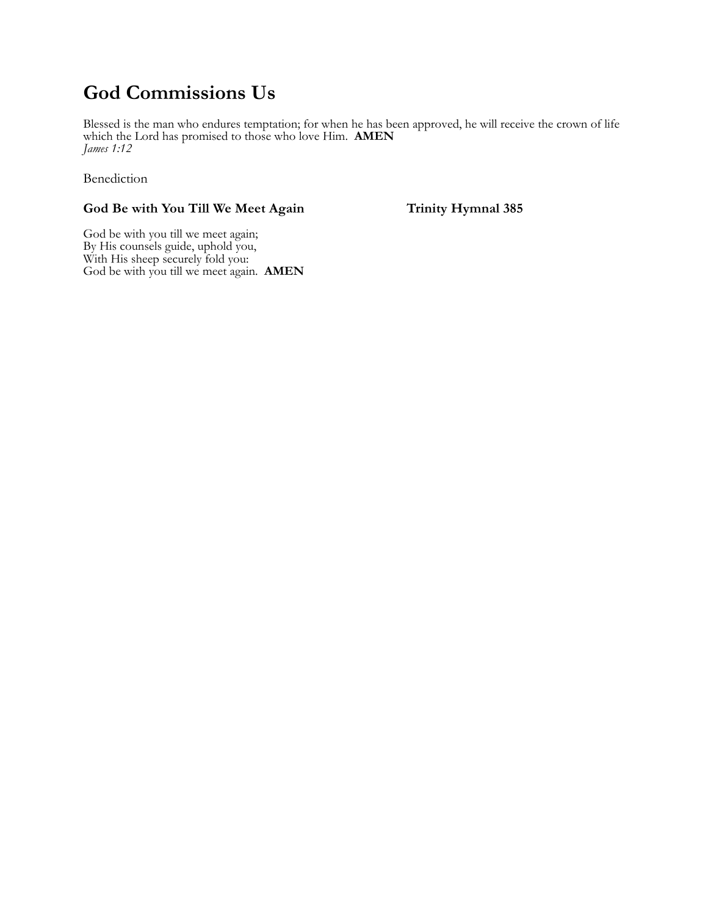# God Commissions Us

Blessed is the man who endures temptation; for when he has been approved, he will receive the crown of life which the Lord has promised to those who love Him. **AMEN**
*James 1:12*

Benediction

**God Be with You Till We Meet Again** **Trinity Hymnal 385**

God be with you till we meet again;
By His counsels guide, uphold you,
With His sheep securely fold you:
God be with you till we meet again. **AMEN**